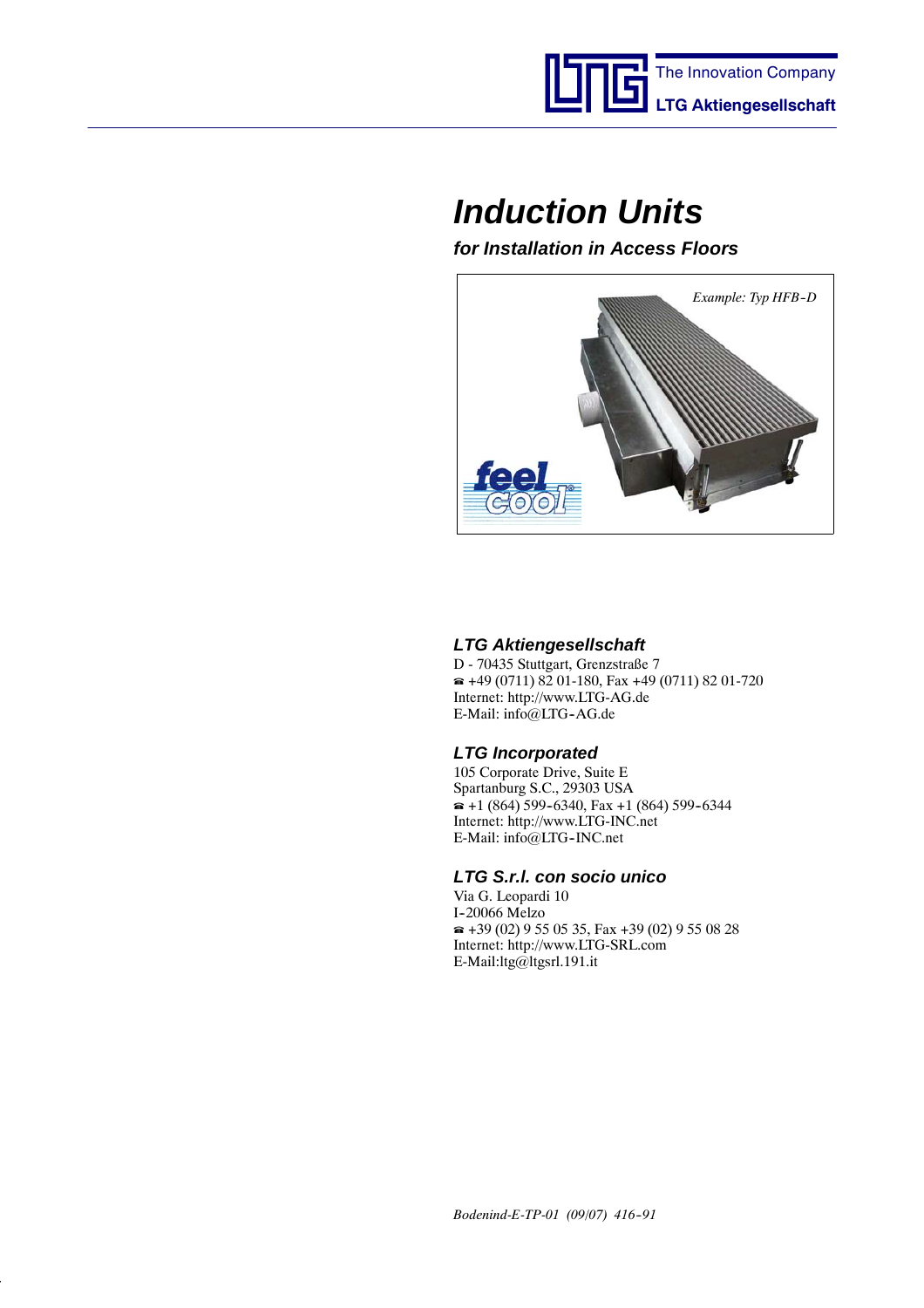The Innovation Company

**LTG Aktiengesellschaft**

# Induction Units

## for Installation in Access Floors

*Example: Typ HFB-D*

### LTG Aktiengesellschaft

D - 70435 Stuttgart, Grenzstraße 7
☎ +49 (0711) 82 01-180, Fax +49 (0711) 82 01-720
Internet: http://www.LTG-AG.de
E-Mail: info@LTG-AG.de

### LTG Incorporated

105 Corporate Drive, Suite E
Spartanburg S.C., 29303 USA
☎ +1 (864) 599-6340, Fax +1 (864) 599-6344
Internet: http://www.LTG-INC.net
E-Mail: info@LTG-INC.net

### LTG S.r.l. con socio unico

Via G. Leopardi 10
I-20066 Melzo
☎ +39 (02) 9 55 05 35, Fax +39 (02) 9 55 08 28
Internet: http://www.LTG-SRL.com
E-Mail:ltg@ltgsrl.191.it

*Bodenind-E-TP-01 (09/07) 416-91*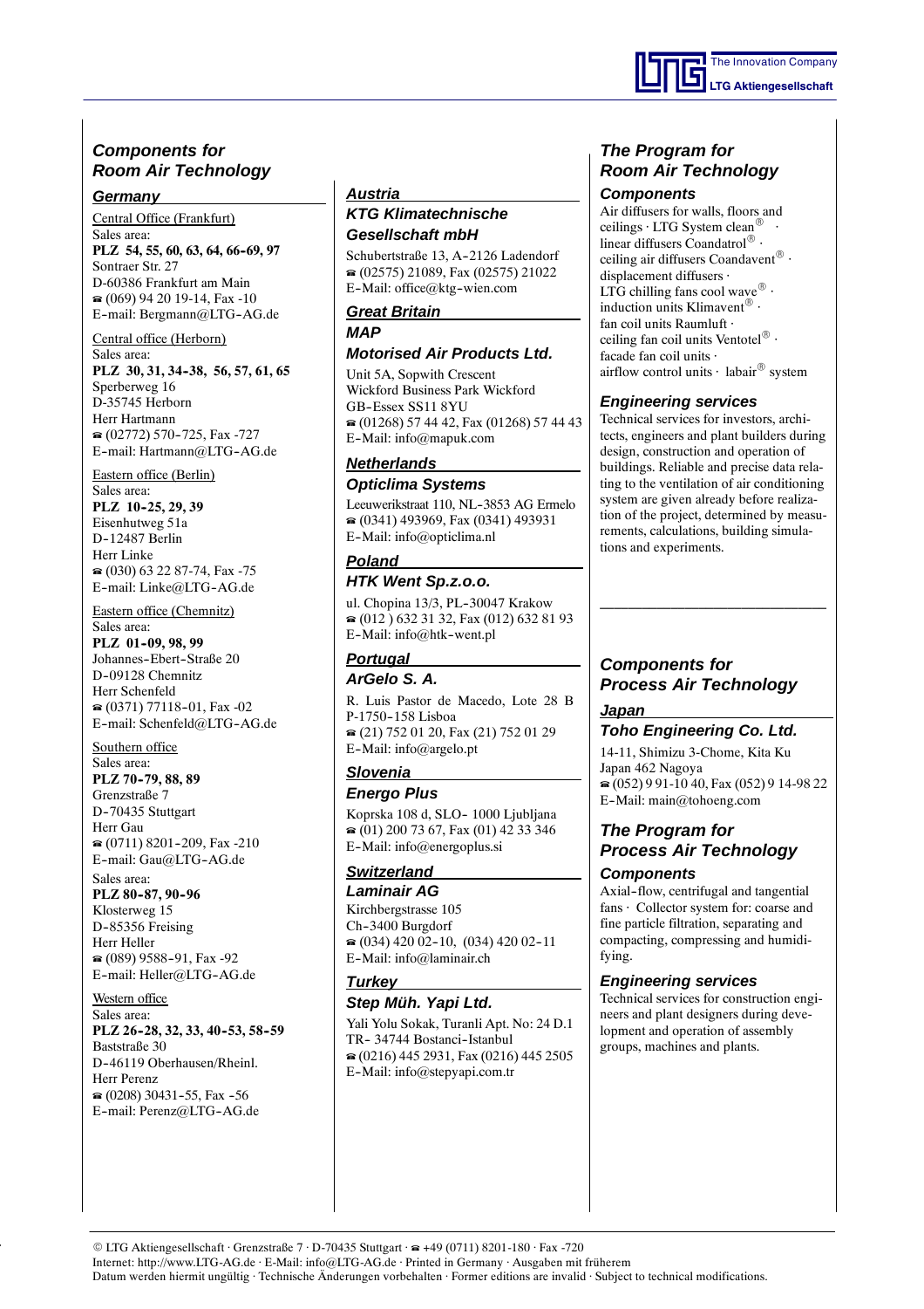## Components for Room Air Technology

### Germany

Central Office (Frankfurt)
Sales area:
**PLZ 54, 55, 60, 63, 64, 66-69, 97**
Sontraer Str. 27
D-60386 Frankfurt am Main
☎ (069) 94 20 19-14, Fax -10
E-mail: Bergmann@LTG-AG.de

Central office (Herborn)
Sales area:
**PLZ 30, 31, 34-38, 56, 57, 61, 65**
Sperberweg 16
D-35745 Herborn
Herr Hartmann
☎ (02772) 570-725, Fax -727
E-mail: Hartmann@LTG-AG.de

Eastern office (Berlin)
Sales area:
**PLZ 10-25, 29, 39**
Eisenhutweg 51a
D-12487 Berlin
Herr Linke
☎ (030) 63 22 87-74, Fax -75
E-mail: Linke@LTG-AG.de

Eastern office (Chemnitz)
Sales area:
**PLZ 01-09, 98, 99**
Johannes-Ebert-Straße 20
D-09128 Chemnitz
Herr Schenfeld
☎ (0371) 77118-01, Fax -02
E-mail: Schenfeld@LTG-AG.de

Southern office
Sales area:
**PLZ 70-79, 88, 89**
Grenzstraße 7
D-70435 Stuttgart
Herr Gau
☎ (0711) 8201-209, Fax -210
E-mail: Gau@LTG-AG.de

Sales area:
**PLZ 80-87, 90-96**
Klosterweg 15
D-85356 Freising
Herr Heller
☎ (089) 9588-91, Fax -92
E-mail: Heller@LTG-AG.de

Western office
Sales area:
**PLZ 26-28, 32, 33, 40-53, 58-59**
Baststraße 30
D-46119 Oberhausen/Rheinl.
Herr Perenz
☎ (0208) 30431-55, Fax -56
E-mail: Perenz@LTG-AG.de

### Austria

**KTG Klimatechnische Gesellschaft mbH**

Schubertstraße 13, A-2126 Ladendorf
☎ (02575) 21089, Fax (02575) 21022
E-Mail: office@ktg-wien.com

### Great Britain

**MAP**
**Motorised Air Products Ltd.**

Unit 5A, Sopwith Crescent
Wickford Business Park Wickford
GB-Essex SS11 8YU
☎ (01268) 57 44 42, Fax (01268) 57 44 43
E-Mail: info@mapuk.com

### Netherlands

**Opticlima Systems**

Leeuwerikstraat 110, NL-3853 AG Ermelo
☎ (0341) 493969, Fax (0341) 493931
E-Mail: info@opticlima.nl

### Poland

**HTK Went Sp.z.o.o.**

ul. Chopina 13/3, PL-30047 Krakow
☎ (012 ) 632 31 32, Fax (012) 632 81 93
E-Mail: info@htk-went.pl

### Portugal

**ArGelo S. A.**

R. Luis Pastor de Macedo, Lote 28 B
P-1750-158 Lisboa
☎ (21) 752 01 20, Fax (21) 752 01 29
E-Mail: info@argelo.pt

### Slovenia

**Energo Plus**

Koprska 108 d, SLO- 1000 Ljubljana
☎ (01) 200 73 67, Fax (01) 42 33 346
E-Mail: info@energoplus.si

### Switzerland

**Laminair AG**

Kirchbergstrasse 105
Ch-3400 Burgdorf
☎ (034) 420 02-10, (034) 420 02-11
E-Mail: info@laminair.ch

### Turkey

**Step Müh. Yapi Ltd.**

Yali Yolu Sokak, Turanli Apt. No: 24 D.1
TR- 34744 Bostanci-Istanbul
☎ (0216) 445 2931, Fax (0216) 445 2505
E-Mail: info@stepyapi.com.tr

## The Program for Room Air Technology

### Components

Air diffusers for walls, floors and ceilings · LTG System clean® · linear diffusers Coandatrol® · ceiling air diffusers Coandavent® · displacement diffusers · LTG chilling fans cool wave® · induction units Klimavent® · fan coil units Raumluft · ceiling fan coil units Ventotel® · facade fan coil units · airflow control units · labair® system

### Engineering services

Technical services for investors, architects, engineers and plant builders during design, construction and operation of buildings. Reliable and precise data relating to the ventilation of air conditioning system are given already before realization of the project, determined by measurements, calculations, building simulations and experiments.

---

## Components for Process Air Technology

### Japan

**Toho Engineering Co. Ltd.**

14-11, Shimizu 3-Chome, Kita Ku
Japan 462 Nagoya
☎ (052) 9 91-10 40, Fax (052) 9 14-98 22
E-Mail: main@tohoeng.com

## The Program for Process Air Technology

### Components

Axial-flow, centrifugal and tangential fans · Collector system for: coarse and fine particle filtration, separating and compacting, compressing and humidifying.

### Engineering services

Technical services for construction engineers and plant designers during development and operation of assembly groups, machines and plants.

© LTG Aktiengesellschaft · Grenzstraße 7 · D-70435 Stuttgart · ☎ +49 (0711) 8201-180 · Fax -720
Internet: http://www.LTG-AG.de · E-Mail: info@LTG-AG.de · Printed in Germany · Ausgaben mit früherem Datum werden hiermit ungültig · Technische Änderungen vorbehalten · Former editions are invalid · Subject to technical modifications.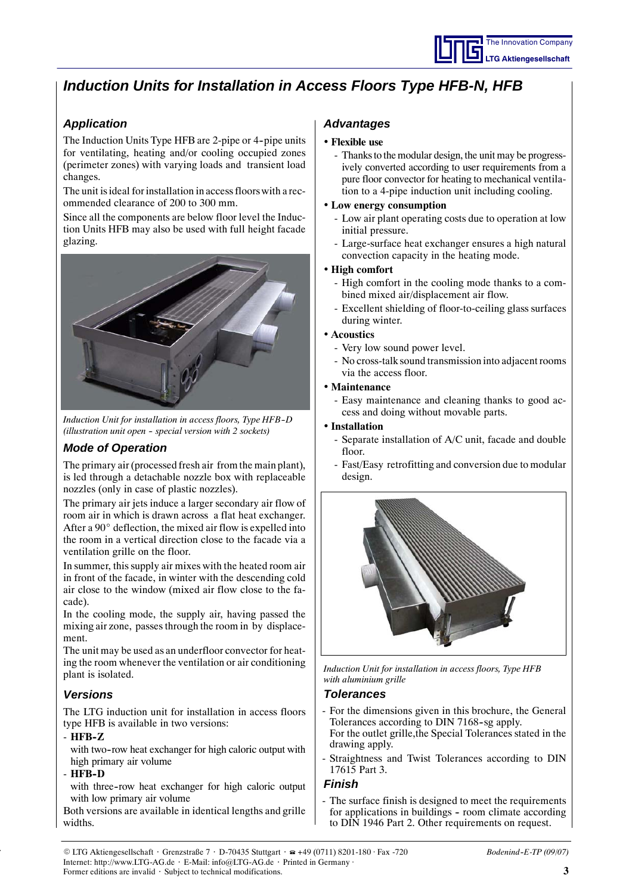# Induction Units for Installation in Access Floors Type HFB-N, HFB

## Application

The Induction Units Type HFB are 2-pipe or 4-pipe units for ventilating, heating and/or cooling occupied zones (perimeter zones) with varying loads and transient load changes.

The unit is ideal for installation in access floors with a recommended clearance of 200 to 300 mm.

Since all the components are below floor level the Induction Units HFB may also be used with full height facade glazing.

*Induction Unit for installation in access floors, Type HFB-D (illustration unit open - special version with 2 sockets)*

## Mode of Operation

The primary air (processed fresh air from the main plant), is led through a detachable nozzle box with replaceable nozzles (only in case of plastic nozzles).

The primary air jets induce a larger secondary air flow of room air in which is drawn across a flat heat exchanger. After a 90° deflection, the mixed air flow is expelled into the room in a vertical direction close to the facade via a ventilation grille on the floor.

In summer, this supply air mixes with the heated room air in front of the facade, in winter with the descending cold air close to the window (mixed air flow close to the facade).

In the cooling mode, the supply air, having passed the mixing air zone, passes through the room in by displacement.

The unit may be used as an underfloor convector for heating the room whenever the ventilation or air conditioning plant is isolated.

## Versions

The LTG induction unit for installation in access floors type HFB is available in two versions:

- **HFB-Z**
  with two-row heat exchanger for high caloric output with high primary air volume
- **HFB-D**
  with three-row heat exchanger for high caloric output with low primary air volume

Both versions are available in identical lengths and grille widths.

## Advantages

- **Flexible use**
  - Thanks to the modular design, the unit may be progressively converted according to user requirements from a pure floor convector for heating to mechanical ventilation to a 4-pipe induction unit including cooling.
- **Low energy consumption**
  - Low air plant operating costs due to operation at low initial pressure.
  - Large-surface heat exchanger ensures a high natural convection capacity in the heating mode.
- **High comfort**
  - High comfort in the cooling mode thanks to a combined mixed air/displacement air flow.
  - Excellent shielding of floor-to-ceiling glass surfaces during winter.
- **Acoustics**
  - Very low sound power level.
  - No cross-talk sound transmission into adjacent rooms via the access floor.
- **Maintenance**
  - Easy maintenance and cleaning thanks to good access and doing without movable parts.
- **Installation**
  - Separate installation of A/C unit, facade and double floor.
  - Fast/Easy retrofitting and conversion due to modular design.

*Induction Unit for installation in access floors, Type HFB with aluminium grille*

## Tolerances

- For the dimensions given in this brochure, the General Tolerances according to DIN 7168-sg apply.
  For the outlet grille, the Special Tolerances stated in the drawing apply.
- Straightness and Twist Tolerances according to DIN 17615 Part 3.

## Finish

- The surface finish is designed to meet the requirements for applications in buildings - room climate according to DIN 1946 Part 2. Other requirements on request.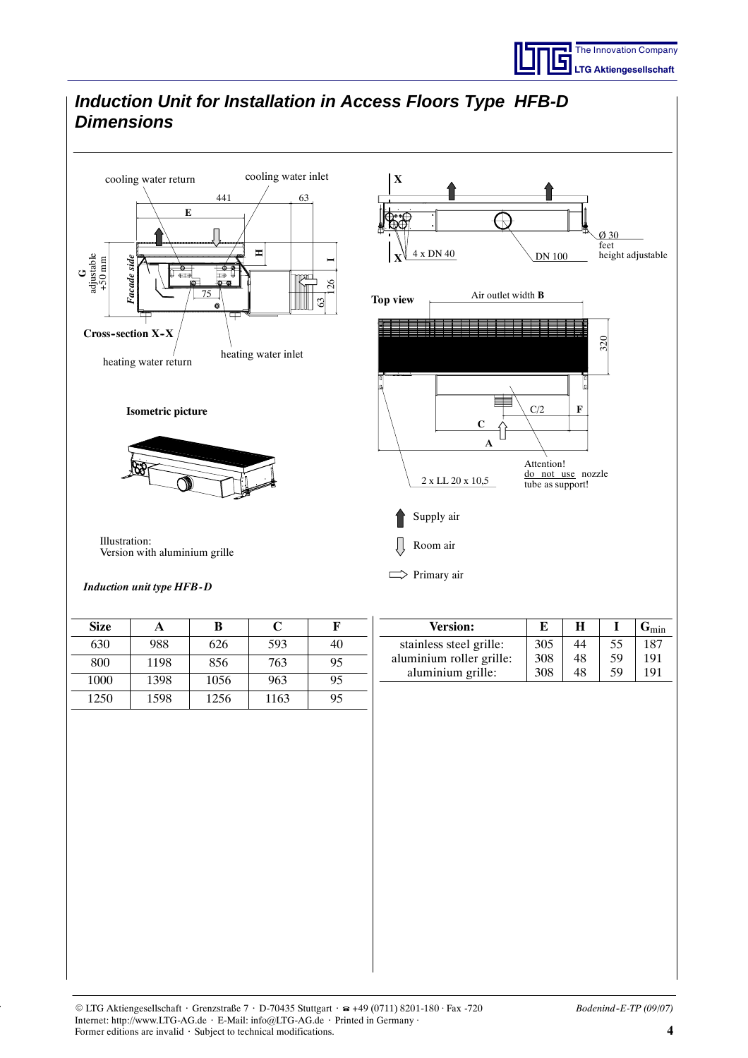# Induction Unit for Installation in Access Floors Type HFB-D Dimensions

cooling water return

cooling water inlet

441

63

E

H

I

G adjustable +50 mm

Facade side

75

126

63

Cross-section X-X

heating water return

heating water inlet

X

X

4 x DN 40

DN 100

Ø 30 feet height adjustable

Top view

Air outlet width **B**

320

C/2

F

C

A

2 x LL 20 x 10,5

Attention! do not use nozzle tube as support!

**Isometric picture**

Illustration:
Version with aluminium grille

Supply air

Room air

Primary air

*Induction unit type HFB-D*

| Size | A | B | C | F |
|---|---|---|---|---|
| 630 | 988 | 626 | 593 | 40 |
| 800 | 1198 | 856 | 763 | 95 |
| 1000 | 1398 | 1056 | 963 | 95 |
| 1250 | 1598 | 1256 | 1163 | 95 |

| Version: | E | H | I | $G_{min}$ |
|---|---|---|---|---|
| stainless steel grille: | 305 | 44 | 55 | 187 |
| aluminium roller grille: | 308 | 48 | 59 | 191 |
| aluminium grille: | 308 | 48 | 59 | 191 |

© LTG Aktiengesellschaft · Grenzstraße 7 · D-70435 Stuttgart · ☎ +49 (0711) 8201-180 · Fax -720
Internet: http://www.LTG-AG.de · E-Mail: info@LTG-AG.de · Printed in Germany ·
Former editions are invalid · Subject to technical modifications.

*Bodenind-E-TP (09/07)*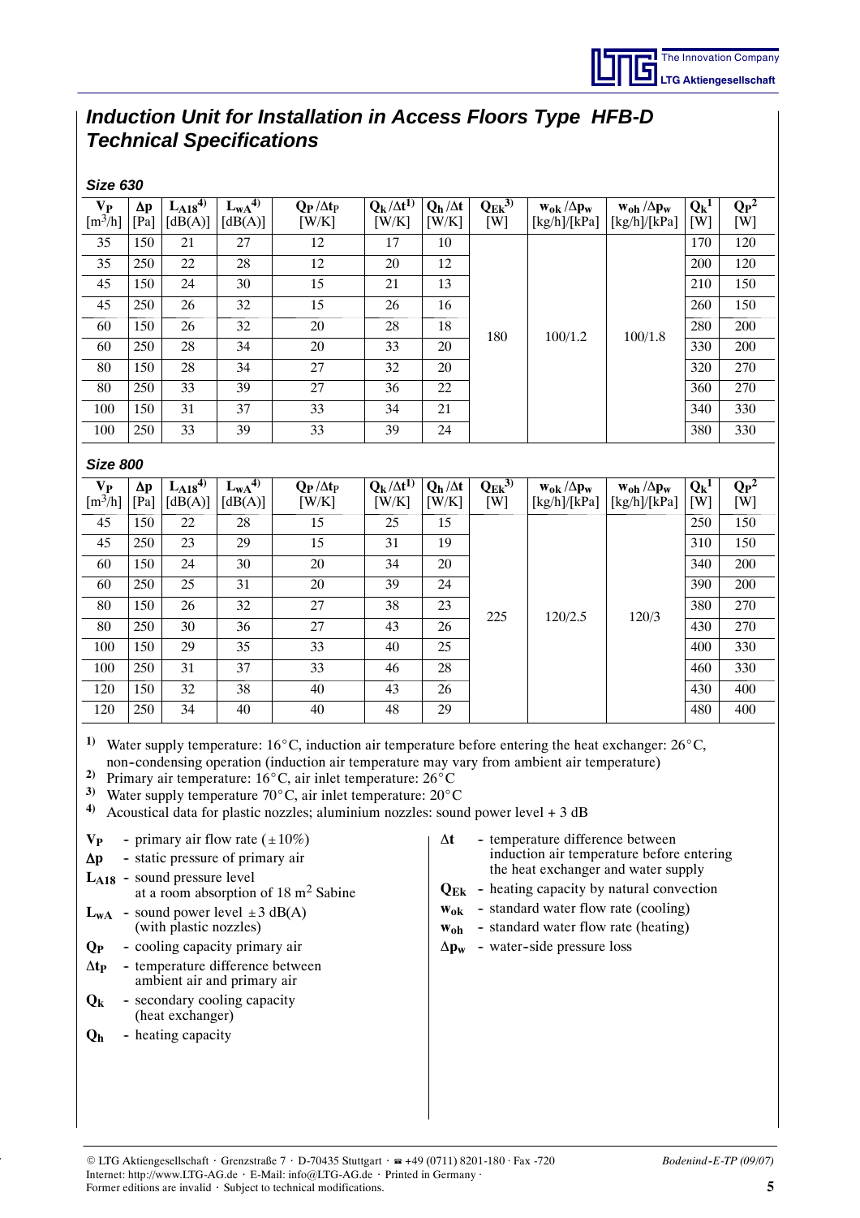# *Induction Unit for Installation in Access Floors Type HFB-D Technical Specifications*

### *Size 630*

| $V_P$ [m³/h] | $\Delta p$ [Pa] | $L_{A18}$ [4] [dB(A)] | $L_{wA}$ [4] [dB(A)] | $Q_P/\Delta t_P$ [W/K] | $Q_k/\Delta t$ [1] [W/K] | $Q_h/\Delta t$ [W/K] | $Q_{Ek}$ [3] [W] | $w_{ok}/\Delta p_w$ [kg/h]/[kPa] | $w_{oh}/\Delta p_w$ [kg/h]/[kPa] | $Q_k$ [1] [W] | $Q_P$ [2] [W] |
|---|---|---|---|---|---|---|---|---|---|---|---|
| 35 | 150 | 21 | 27 | 12 | 17 | 10 | 180 | 100/1.2 | 100/1.8 | 170 | 120 |
| 35 | 250 | 22 | 28 | 12 | 20 | 12 | | | | 200 | 120 |
| 45 | 150 | 24 | 30 | 15 | 21 | 13 | | | | 210 | 150 |
| 45 | 250 | 26 | 32 | 15 | 26 | 16 | | | | 260 | 150 |
| 60 | 150 | 26 | 32 | 20 | 28 | 18 | | | | 280 | 200 |
| 60 | 250 | 28 | 34 | 20 | 33 | 20 | | | | 330 | 200 |
| 80 | 150 | 28 | 34 | 27 | 32 | 20 | | | | 320 | 270 |
| 80 | 250 | 33 | 39 | 27 | 36 | 22 | | | | 360 | 270 |
| 100 | 150 | 31 | 37 | 33 | 34 | 21 | | | | 340 | 330 |
| 100 | 250 | 33 | 39 | 33 | 39 | 24 | | | | 380 | 330 |

### *Size 800*

| $V_P$ [m³/h] | $\Delta p$ [Pa] | $L_{A18}$ [4] [dB(A)] | $L_{wA}$ [4] [dB(A)] | $Q_P/\Delta t_P$ [W/K] | $Q_k/\Delta t$ [1] [W/K] | $Q_h/\Delta t$ [W/K] | $Q_{Ek}$ [3] [W] | $w_{ok}/\Delta p_w$ [kg/h]/[kPa] | $w_{oh}/\Delta p_w$ [kg/h]/[kPa] | $Q_k$ [1] [W] | $Q_P$ [2] [W] |
|---|---|---|---|---|---|---|---|---|---|---|---|
| 45 | 150 | 22 | 28 | 15 | 25 | 15 | 225 | 120/2.5 | 120/3 | 250 | 150 |
| 45 | 250 | 23 | 29 | 15 | 31 | 19 | | | | 310 | 150 |
| 60 | 150 | 24 | 30 | 20 | 34 | 20 | | | | 340 | 200 |
| 60 | 250 | 25 | 31 | 20 | 39 | 24 | | | | 390 | 200 |
| 80 | 150 | 26 | 32 | 27 | 38 | 23 | | | | 380 | 270 |
| 80 | 250 | 30 | 36 | 27 | 43 | 26 | | | | 430 | 270 |
| 100 | 150 | 29 | 35 | 33 | 40 | 25 | | | | 400 | 330 |
| 100 | 250 | 31 | 37 | 33 | 46 | 28 | | | | 460 | 330 |
| 120 | 150 | 32 | 38 | 40 | 43 | 26 | | | | 430 | 400 |
| 120 | 250 | 34 | 40 | 40 | 48 | 29 | | | | 480 | 400 |

[1] Water supply temperature: 16°C, induction air temperature before entering the heat exchanger: 26°C, non-condensing operation (induction air temperature may vary from ambient air temperature)
[2] Primary air temperature: 16°C, air inlet temperature: 26°C
[3] Water supply temperature 70°C, air inlet temperature: 20°C
[4] Acoustical data for plastic nozzles; aluminium nozzles: sound power level + 3 dB

- **$V_P$** - primary air flow rate (±10%)
- **$\Delta p$** - static pressure of primary air
- **$L_{A18}$** - sound pressure level at a room absorption of 18 m² Sabine
- **$L_{wA}$** - sound power level ±3 dB(A) (with plastic nozzles)
- **$Q_P$** - cooling capacity primary air
- **$\Delta t_P$** - temperature difference between ambient air and primary air
- **$Q_k$** - secondary cooling capacity (heat exchanger)
- **$Q_h$** - heating capacity
- **$\Delta t$** - temperature difference between induction air temperature before entering the heat exchanger and water supply
- **$Q_{Ek}$** - heating capacity by natural convection
- **$w_{ok}$** - standard water flow rate (cooling)
- **$w_{oh}$** - standard water flow rate (heating)
- **$\Delta p_w$** - water-side pressure loss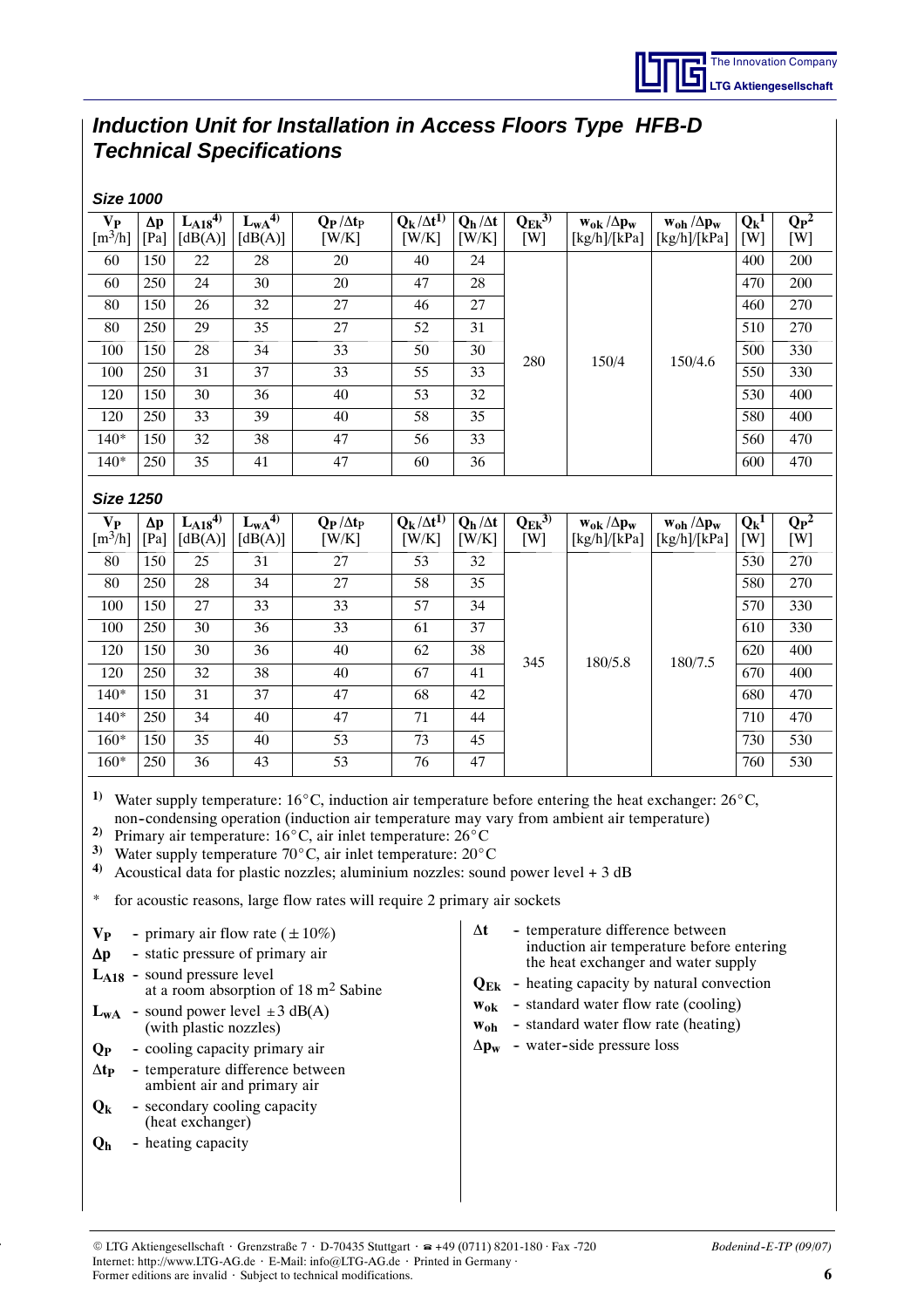# *Induction Unit for Installation in Access Floors Type HFB-D Technical Specifications*

### *Size 1000*

| $V_P$ [m³/h] | $\Delta p$ [Pa] | $L_{A18}$[4] [dB(A)] | $L_{wA}$[4] [dB(A)] | $Q_P/\Delta t_P$ [W/K] | $Q_k/\Delta t$[1] [W/K] | $Q_h/\Delta t$ [W/K] | $Q_{Ek}$[3] [W] | $w_{ok}/\Delta p_w$ [kg/h]/[kPa] | $w_{oh}/\Delta p_w$ [kg/h]/[kPa] | $Q_k$[1] [W] | $Q_P$[2] [W] |
|---|---|---|---|---|---|---|---|---|---|---|---|
| 60 | 150 | 22 | 28 | 20 | 40 | 24 | 280 | 150/4 | 150/4.6 | 400 | 200 |
| 60 | 250 | 24 | 30 | 20 | 47 | 28 | | | | 470 | 200 |
| 80 | 150 | 26 | 32 | 27 | 46 | 27 | | | | 460 | 270 |
| 80 | 250 | 29 | 35 | 27 | 52 | 31 | | | | 510 | 270 |
| 100 | 150 | 28 | 34 | 33 | 50 | 30 | | | | 500 | 330 |
| 100 | 250 | 31 | 37 | 33 | 55 | 33 | | | | 550 | 330 |
| 120 | 150 | 30 | 36 | 40 | 53 | 32 | | | | 530 | 400 |
| 120 | 250 | 33 | 39 | 40 | 58 | 35 | | | | 580 | 400 |
| 140* | 150 | 32 | 38 | 47 | 56 | 33 | | | | 560 | 470 |
| 140* | 250 | 35 | 41 | 47 | 60 | 36 | | | | 600 | 470 |

### *Size 1250*

| $V_P$ [m³/h] | $\Delta p$ [Pa] | $L_{A18}$[4] [dB(A)] | $L_{wA}$[4] [dB(A)] | $Q_P/\Delta t_P$ [W/K] | $Q_k/\Delta t$[1] [W/K] | $Q_h/\Delta t$ [W/K] | $Q_{Ek}$[3] [W] | $w_{ok}/\Delta p_w$ [kg/h]/[kPa] | $w_{oh}/\Delta p_w$ [kg/h]/[kPa] | $Q_k$[1] [W] | $Q_P$[2] [W] |
|---|---|---|---|---|---|---|---|---|---|---|---|
| 80 | 150 | 25 | 31 | 27 | 53 | 32 | 345 | 180/5.8 | 180/7.5 | 530 | 270 |
| 80 | 250 | 28 | 34 | 27 | 58 | 35 | | | | 580 | 270 |
| 100 | 150 | 27 | 33 | 33 | 57 | 34 | | | | 570 | 330 |
| 100 | 250 | 30 | 36 | 33 | 61 | 37 | | | | 610 | 330 |
| 120 | 150 | 30 | 36 | 40 | 62 | 38 | | | | 620 | 400 |
| 120 | 250 | 32 | 38 | 40 | 67 | 41 | | | | 670 | 400 |
| 140* | 150 | 31 | 37 | 47 | 68 | 42 | | | | 680 | 470 |
| 140* | 250 | 34 | 40 | 47 | 71 | 44 | | | | 710 | 470 |
| 160* | 150 | 35 | 40 | 53 | 73 | 45 | | | | 730 | 530 |
| 160* | 250 | 36 | 43 | 53 | 76 | 47 | | | | 760 | 530 |

[1] Water supply temperature: 16°C, induction air temperature before entering the heat exchanger: 26°C, non-condensing operation (induction air temperature may vary from ambient air temperature)
[2] Primary air temperature: 16°C, air inlet temperature: 26°C
[3] Water supply temperature 70°C, air inlet temperature: 20°C
[4] Acoustical data for plastic nozzles; aluminium nozzles: sound power level + 3 dB

\* for acoustic reasons, large flow rates will require 2 primary air sockets

- $V_P$ - primary air flow rate (± 10%)
- $\Delta p$ - static pressure of primary air
- $L_{A18}$ - sound pressure level at a room absorption of 18 m² Sabine
- $L_{wA}$ - sound power level ± 3 dB(A) (with plastic nozzles)
- $Q_P$ - cooling capacity primary air
- $\Delta t_P$ - temperature difference between ambient air and primary air
- $Q_k$ - secondary cooling capacity (heat exchanger)
- $Q_h$ - heating capacity
- $\Delta t$ - temperature difference between induction air temperature before entering the heat exchanger and water supply
- $Q_{Ek}$ - heating capacity by natural convection
- $w_{ok}$ - standard water flow rate (cooling)
- $w_{oh}$ - standard water flow rate (heating)
- $\Delta p_w$ - water-side pressure loss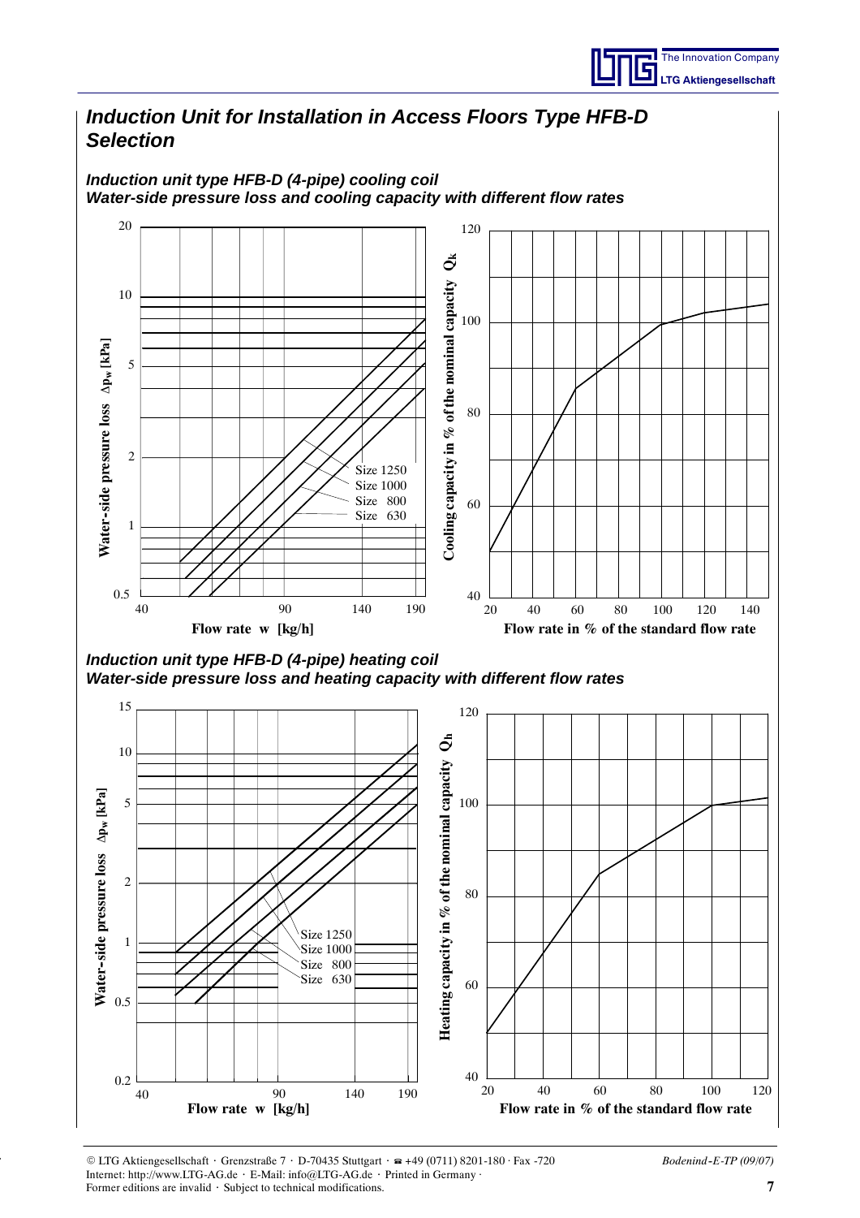# Induction Unit for Installation in Access Floors Type HFB-D Selection

### Induction unit type HFB-D (4-pipe) cooling coil
### Water-side pressure loss and cooling capacity with different flow rates

Water-side pressure loss $\Delta p_w$ [kPa]

20, 10, 5, 2, 1, 0.5

Size 1250
Size 1000
Size 800
Size 630

40, 90, 140, 190

**Flow rate w [kg/h]**

Cooling capacity in % of the nominal capacity $Q_k$

120, 100, 80, 60, 40

20, 40, 60, 80, 100, 120, 140

**Flow rate in % of the standard flow rate**

### Induction unit type HFB-D (4-pipe) heating coil
### Water-side pressure loss and heating capacity with different flow rates

Water-side pressure loss $\Delta p_w$ [kPa]

15, 10, 5, 2, 1, 0.5, 0.2

Size 1250
Size 1000
Size 800
Size 630

40, 90, 140, 190

**Flow rate w [kg/h]**

Heating capacity in % of the nominal capacity $Q_h$

120, 100, 80, 60, 40

20, 40, 60, 80, 100, 120

**Flow rate in % of the standard flow rate**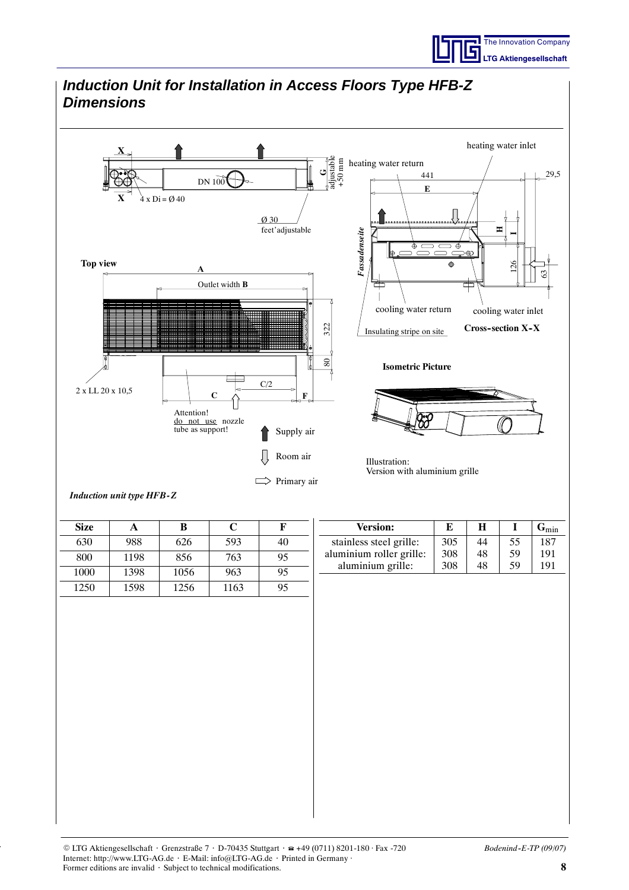# Induction Unit for Installation in Access Floors Type HFB-Z Dimensions

X

4 x Di = Ø 40

DN 100

Ø 30
feet'adjustable

G
adjustable
+50 mm

heating water inlet

heating water return

441

E

29,5

H

I

126

63

Fasadenseite

cooling water return

cooling water inlet

Insulating stripe on site

**Cross-section X-X**

**Top view**

A

Outlet width **B**

322

80

C/2

C

F

2 x LL 20 x 10,5

Attention!
do not use nozzle tube as support!

Supply air

Room air

Primary air

**Isometric Picture**

Illustration:
Version with aluminium grille

*Induction unit type HFB-Z*

| Size | A | B | C | F |
|---|---|---|---|---|
| 630 | 988 | 626 | 593 | 40 |
| 800 | 1198 | 856 | 763 | 95 |
| 1000 | 1398 | 1056 | 963 | 95 |
| 1250 | 1598 | 1256 | 1163 | 95 |

| Version: | E | H | I | $G_{min}$ |
|---|---|---|---|---|
| stainless steel grille: | 305 | 44 | 55 | 187 |
| aluminium roller grille: | 308 | 48 | 59 | 191 |
| aluminium grille: | 308 | 48 | 59 | 191 |

© LTG Aktiengesellschaft · Grenzstraße 7 · D-70435 Stuttgart · ☎ +49 (0711) 8201-180 · Fax -720
Internet: http://www.LTG-AG.de · E-Mail: info@LTG-AG.de · Printed in Germany ·
Former editions are invalid · Subject to technical modifications.

*Bodenind-E-TP (09/07)*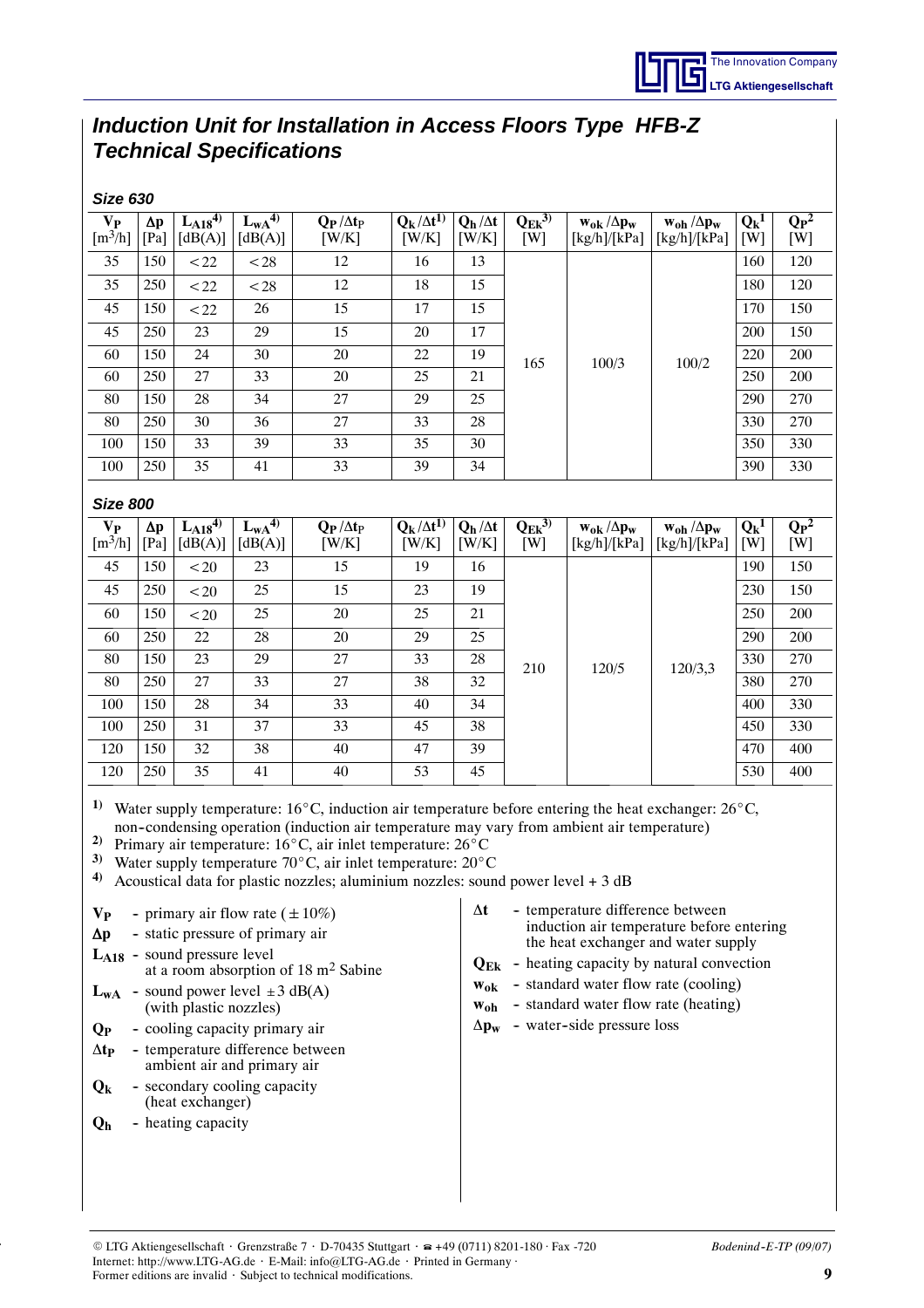# *Induction Unit for Installation in Access Floors Type HFB-Z Technical Specifications*

### *Size 630*

| $V_P$ [m³/h] | $\Delta p$ [Pa] | $L_{A18}$ [4)] [dB(A)] | $L_{wA}$ [4)] [dB(A)] | $Q_P/\Delta t_P$ [W/K] | $Q_k/\Delta t$ [1)] [W/K] | $Q_h/\Delta t$ [W/K] | $Q_{Ek}$ [3)] [W] | $w_{ok}/\Delta p_w$ [kg/h]/[kPa] | $w_{oh}/\Delta p_w$ [kg/h]/[kPa] | $Q_k$ [1] [W] | $Q_P$ [2] [W] |
|---|---|---|---|---|---|---|---|---|---|---|---|
| 35 | 150 | < 22 | < 28 | 12 | 16 | 13 | 165 | 100/3 | 100/2 | 160 | 120 |
| 35 | 250 | < 22 | < 28 | 12 | 18 | 15 | | | | 180 | 120 |
| 45 | 150 | < 22 | 26 | 15 | 17 | 15 | | | | 170 | 150 |
| 45 | 250 | 23 | 29 | 15 | 20 | 17 | | | | 200 | 150 |
| 60 | 150 | 24 | 30 | 20 | 22 | 19 | | | | 220 | 200 |
| 60 | 250 | 27 | 33 | 20 | 25 | 21 | | | | 250 | 200 |
| 80 | 150 | 28 | 34 | 27 | 29 | 25 | | | | 290 | 270 |
| 80 | 250 | 30 | 36 | 27 | 33 | 28 | | | | 330 | 270 |
| 100 | 150 | 33 | 39 | 33 | 35 | 30 | | | | 350 | 330 |
| 100 | 250 | 35 | 41 | 33 | 39 | 34 | | | | 390 | 330 |

### *Size 800*

| $V_P$ [m³/h] | $\Delta p$ [Pa] | $L_{A18}$ [4)] [dB(A)] | $L_{wA}$ [4)] [dB(A)] | $Q_P/\Delta t_P$ [W/K] | $Q_k/\Delta t$ [1)] [W/K] | $Q_h/\Delta t$ [W/K] | $Q_{Ek}$ [3)] [W] | $w_{ok}/\Delta p_w$ [kg/h]/[kPa] | $w_{oh}/\Delta p_w$ [kg/h]/[kPa] | $Q_k$ [1] [W] | $Q_P$ [2] [W] |
|---|---|---|---|---|---|---|---|---|---|---|---|
| 45 | 150 | < 20 | 23 | 15 | 19 | 16 | 210 | 120/5 | 120/3,3 | 190 | 150 |
| 45 | 250 | < 20 | 25 | 15 | 23 | 19 | | | | 230 | 150 |
| 60 | 150 | < 20 | 25 | 20 | 25 | 21 | | | | 250 | 200 |
| 60 | 250 | 22 | 28 | 20 | 29 | 25 | | | | 290 | 200 |
| 80 | 150 | 23 | 29 | 27 | 33 | 28 | | | | 330 | 270 |
| 80 | 250 | 27 | 33 | 27 | 38 | 32 | | | | 380 | 270 |
| 100 | 150 | 28 | 34 | 33 | 40 | 34 | | | | 400 | 330 |
| 100 | 250 | 31 | 37 | 33 | 45 | 38 | | | | 450 | 330 |
| 120 | 150 | 32 | 38 | 40 | 47 | 39 | | | | 470 | 400 |
| 120 | 250 | 35 | 41 | 40 | 53 | 45 | | | | 530 | 400 |

[1)] Water supply temperature: 16°C, induction air temperature before entering the heat exchanger: 26°C, non-condensing operation (induction air temperature may vary from ambient air temperature)
[2)] Primary air temperature: 16°C, air inlet temperature: 26°C
[3)] Water supply temperature 70°C, air inlet temperature: 20°C
[4)] Acoustical data for plastic nozzles; aluminium nozzles: sound power level + 3 dB

- $V_P$ - primary air flow rate (± 10%)
- $\Delta p$ - static pressure of primary air
- $L_{A18}$ - sound pressure level at a room absorption of 18 m² Sabine
- $L_{wA}$ - sound power level ± 3 dB(A) (with plastic nozzles)
- $Q_P$ - cooling capacity primary air
- $\Delta t_P$ - temperature difference between ambient air and primary air
- $Q_k$ - secondary cooling capacity (heat exchanger)
- $Q_h$ - heating capacity
- $\Delta t$ - temperature difference between induction air temperature before entering the heat exchanger and water supply
- $Q_{Ek}$ - heating capacity by natural convection
- $w_{ok}$ - standard water flow rate (cooling)
- $w_{oh}$ - standard water flow rate (heating)
- $\Delta p_w$ - water-side pressure loss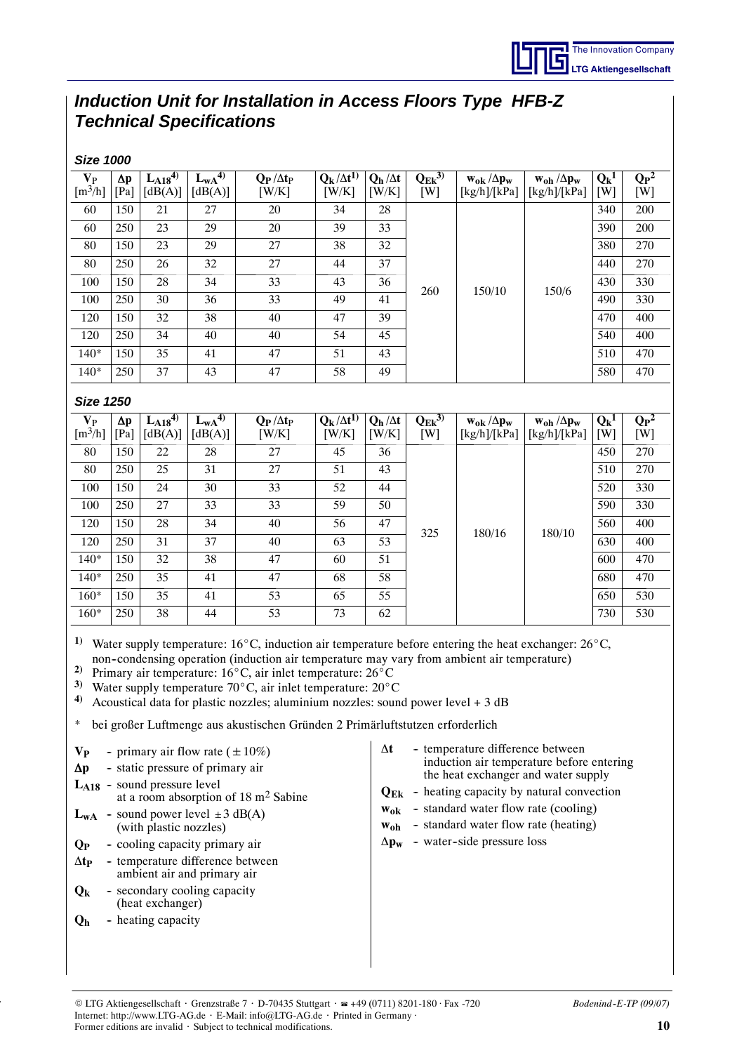# *Induction Unit for Installation in Access Floors Type HFB-Z Technical Specifications*

### *Size 1000*

| $V_P$ [m³/h] | $\Delta p$ [Pa] | $L_{A18}$[4] [dB(A)] | $L_{wA}$[4] [dB(A)] | $Q_P/\Delta t_P$ [W/K] | $Q_k/\Delta t$[1] [W/K] | $Q_h/\Delta t$ [W/K] | $Q_{Ek}$[3] [W] | $w_{ok}/\Delta p_w$ [kg/h]/[kPa] | $w_{oh}/\Delta p_w$ [kg/h]/[kPa] | $Q_k$[1] [W] | $Q_P$[2] [W] |
|---|---|---|---|---|---|---|---|---|---|---|---|
| 60 | 150 | 21 | 27 | 20 | 34 | 28 | 260 | 150/10 | 150/6 | 340 | 200 |
| 60 | 250 | 23 | 29 | 20 | 39 | 33 | | | | 390 | 200 |
| 80 | 150 | 23 | 29 | 27 | 38 | 32 | | | | 380 | 270 |
| 80 | 250 | 26 | 32 | 27 | 44 | 37 | | | | 440 | 270 |
| 100 | 150 | 28 | 34 | 33 | 43 | 36 | | | | 430 | 330 |
| 100 | 250 | 30 | 36 | 33 | 49 | 41 | | | | 490 | 330 |
| 120 | 150 | 32 | 38 | 40 | 47 | 39 | | | | 470 | 400 |
| 120 | 250 | 34 | 40 | 40 | 54 | 45 | | | | 540 | 400 |
| 140* | 150 | 35 | 41 | 47 | 51 | 43 | | | | 510 | 470 |
| 140* | 250 | 37 | 43 | 47 | 58 | 49 | | | | 580 | 470 |

### *Size 1250*

| $V_P$ [m³/h] | $\Delta p$ [Pa] | $L_{A18}$[4] [dB(A)] | $L_{wA}$[4] [dB(A)] | $Q_P/\Delta t_P$ [W/K] | $Q_k/\Delta t$[1] [W/K] | $Q_h/\Delta t$ [W/K] | $Q_{Ek}$[3] [W] | $w_{ok}/\Delta p_w$ [kg/h]/[kPa] | $w_{oh}/\Delta p_w$ [kg/h]/[kPa] | $Q_k$[1] [W] | $Q_P$[2] [W] |
|---|---|---|---|---|---|---|---|---|---|---|---|
| 80 | 150 | 22 | 28 | 27 | 45 | 36 | 325 | 180/16 | 180/10 | 450 | 270 |
| 80 | 250 | 25 | 31 | 27 | 51 | 43 | | | | 510 | 270 |
| 100 | 150 | 24 | 30 | 33 | 52 | 44 | | | | 520 | 330 |
| 100 | 250 | 27 | 33 | 33 | 59 | 50 | | | | 590 | 330 |
| 120 | 150 | 28 | 34 | 40 | 56 | 47 | | | | 560 | 400 |
| 120 | 250 | 31 | 37 | 40 | 63 | 53 | | | | 630 | 400 |
| 140* | 150 | 32 | 38 | 47 | 60 | 51 | | | | 600 | 470 |
| 140* | 250 | 35 | 41 | 47 | 68 | 58 | | | | 680 | 470 |
| 160* | 150 | 35 | 41 | 53 | 65 | 55 | | | | 650 | 530 |
| 160* | 250 | 38 | 44 | 53 | 73 | 62 | | | | 730 | 530 |

[1] Water supply temperature: 16°C, induction air temperature before entering the heat exchanger: 26°C, non-condensing operation (induction air temperature may vary from ambient air temperature)
[2] Primary air temperature: 16°C, air inlet temperature: 26°C
[3] Water supply temperature 70°C, air inlet temperature: 20°C
[4] Acoustical data for plastic nozzles; aluminium nozzles: sound power level + 3 dB

\* bei großer Luftmenge aus akustischen Gründen 2 Primärluftstutzen erforderlich

- **$V_P$** - primary air flow rate (± 10%)
- **$\Delta p$** - static pressure of primary air
- **$L_{A18}$** - sound pressure level at a room absorption of 18 m² Sabine
- **$L_{wA}$** - sound power level ±3 dB(A) (with plastic nozzles)
- **$Q_P$** - cooling capacity primary air
- **$\Delta t_P$** - temperature difference between ambient air and primary air
- **$Q_k$** - secondary cooling capacity (heat exchanger)
- **$Q_h$** - heating capacity
- **$\Delta t$** - temperature difference between induction air temperature before entering the heat exchanger and water supply
- **$Q_{Ek}$** - heating capacity by natural convection
- **$w_{ok}$** - standard water flow rate (cooling)
- **$w_{oh}$** - standard water flow rate (heating)
- **$\Delta p_w$** - water-side pressure loss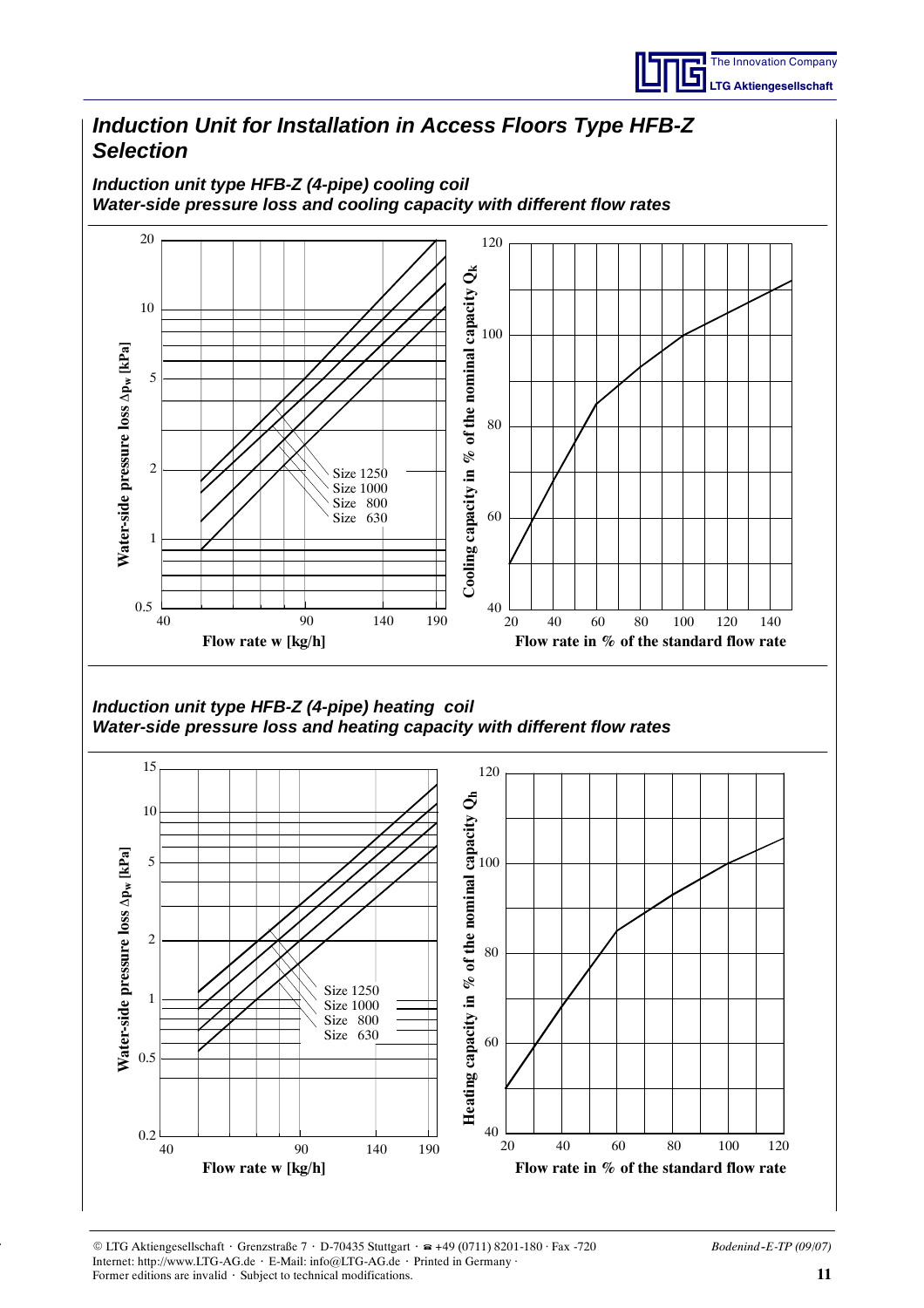# Induction Unit for Installation in Access Floors Type HFB-Z Selection

## Induction unit type HFB-Z (4-pipe) cooling coil
### Water-side pressure loss and cooling capacity with different flow rates

Water-side pressure loss $\Delta p_w$ [kPa]

20, 10, 5, 2, 1, 0.5

Size 1250
Size 1000
Size 800
Size 630

40, 90, 140, 190

Flow rate w [kg/h]

Cooling capacity in % of the nominal capacity $Q_k$

120, 100, 80, 60, 40

20, 40, 60, 80, 100, 120, 140

Flow rate in % of the standard flow rate

## Induction unit type HFB-Z (4-pipe) heating coil
### Water-side pressure loss and heating capacity with different flow rates

Water-side pressure loss $\Delta p_w$ [kPa]

15, 10, 5, 2, 1, 0.5, 0.2

Size 1250
Size 1000
Size 800
Size 630

40, 90, 140, 190

Flow rate w [kg/h]

Heating capacity in % of the nominal capacity $Q_h$

120, 100, 80, 60, 40

20, 40, 60, 80, 100, 120

Flow rate in % of the standard flow rate

© LTG Aktiengesellschaft · Grenzstraße 7 · D-70435 Stuttgart · ☎ +49 (0711) 8201-180 · Fax -720
Internet: http://www.LTG-AG.de · E-Mail: info@LTG-AG.de · Printed in Germany ·
Former editions are invalid · Subject to technical modifications.

*Bodenind-E-TP (09/07)*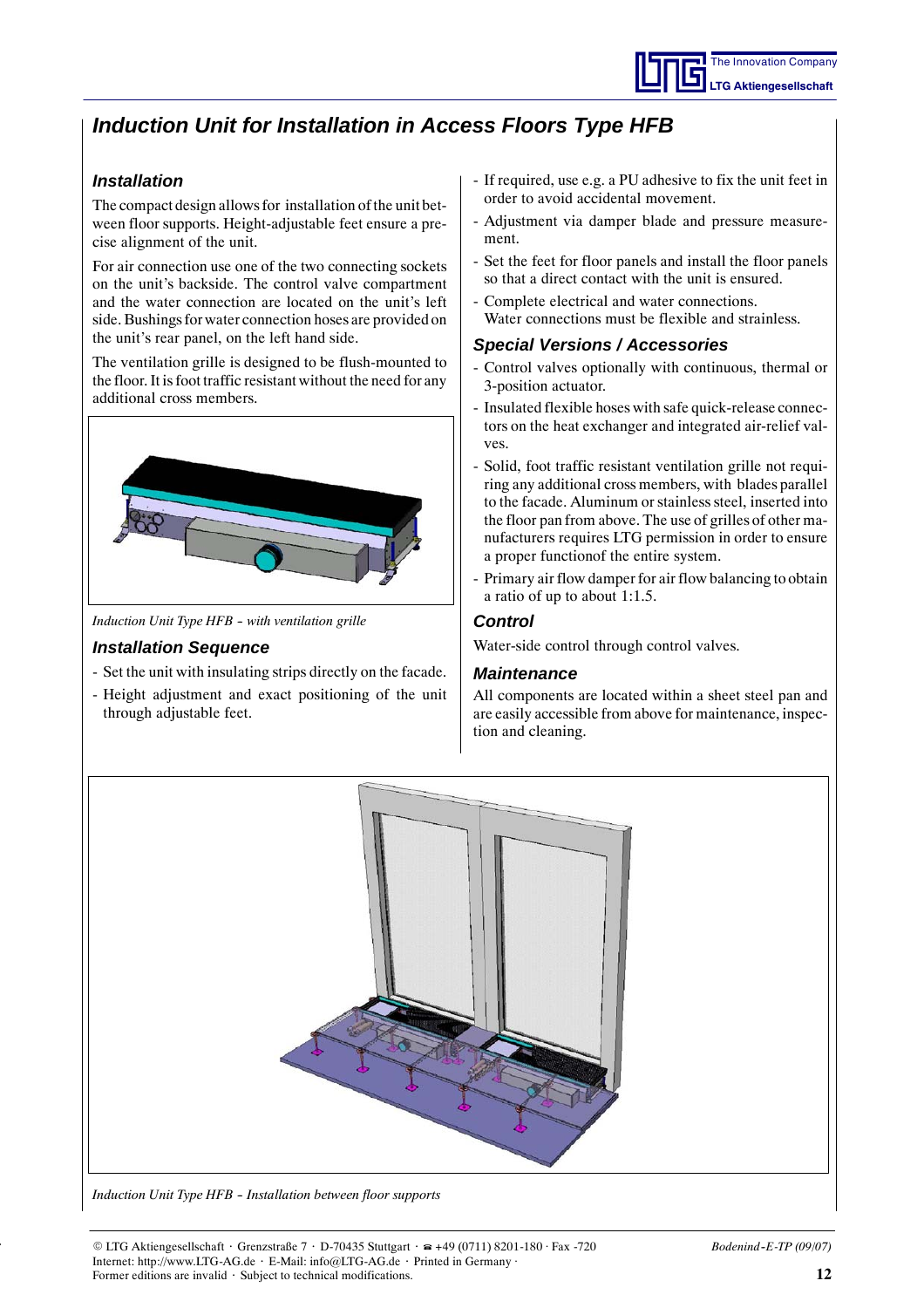# Induction Unit for Installation in Access Floors Type HFB

## Installation

The compact design allows for installation of the unit between floor supports. Height-adjustable feet ensure a precise alignment of the unit.

For air connection use one of the two connecting sockets on the unit's backside. The control valve compartment and the water connection are located on the unit's left side. Bushings for water connection hoses are provided on the unit's rear panel, on the left hand side.

The ventilation grille is designed to be flush-mounted to the floor. It is foot traffic resistant without the need for any additional cross members.

*Induction Unit Type HFB - with ventilation grille*

## Installation Sequence

- Set the unit with insulating strips directly on the facade.
- Height adjustment and exact positioning of the unit through adjustable feet.
- If required, use e.g. a PU adhesive to fix the unit feet in order to avoid accidental movement.
- Adjustment via damper blade and pressure measurement.
- Set the feet for floor panels and install the floor panels so that a direct contact with the unit is ensured.
- Complete electrical and water connections. Water connections must be flexible and strainless.

## Special Versions / Accessories

- Control valves optionally with continuous, thermal or 3-position actuator.
- Insulated flexible hoses with safe quick-release connectors on the heat exchanger and integrated air-relief valves.
- Solid, foot traffic resistant ventilation grille not requiring any additional cross members, with blades parallel to the facade. Aluminum or stainless steel, inserted into the floor pan from above. The use of grilles of other manufacturers requires LTG permission in order to ensure a proper functionof the entire system.
- Primary air flow damper for air flow balancing to obtain a ratio of up to about 1:1.5.

## Control

Water-side control through control valves.

## Maintenance

All components are located within a sheet steel pan and are easily accessible from above for maintenance, inspection and cleaning.

*Induction Unit Type HFB - Installation between floor supports*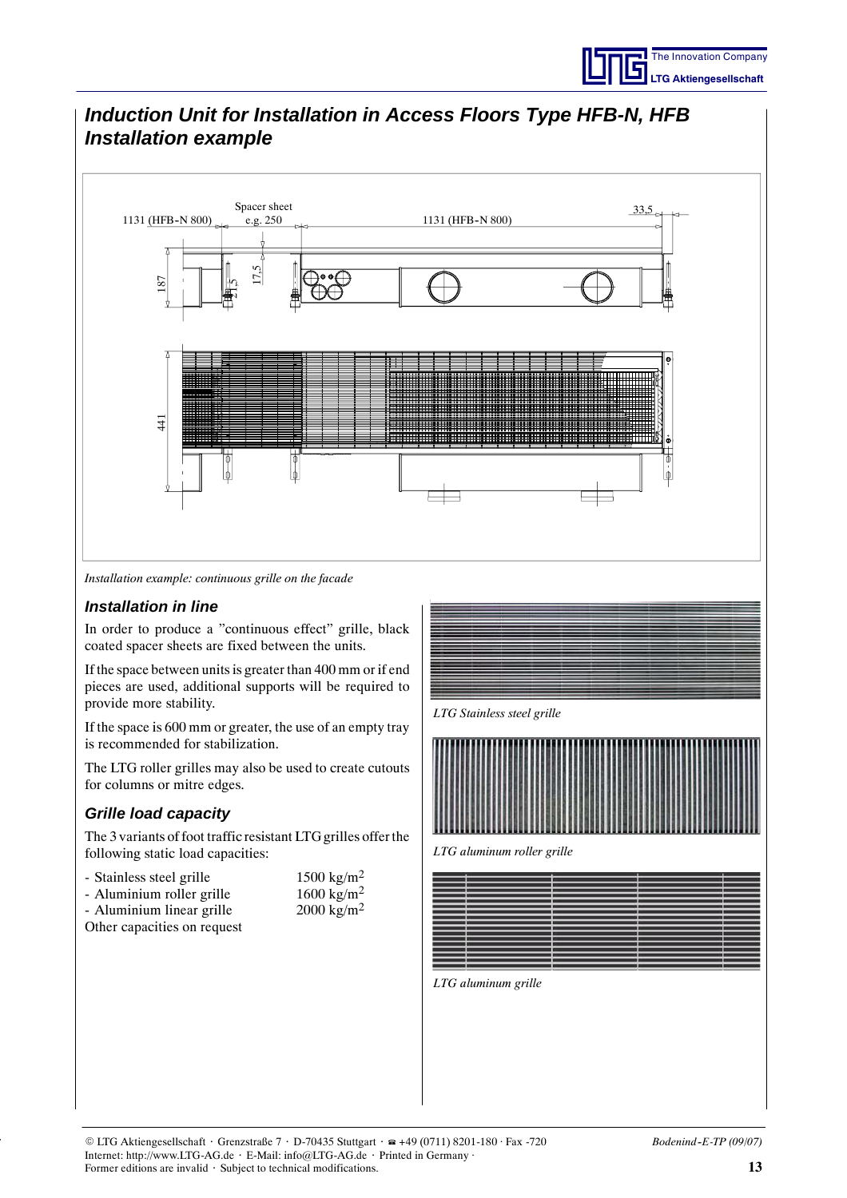# Induction Unit for Installation in Access Floors Type HFB-N, HFB
# Installation example

*Installation example: continuous grille on the facade*

## Installation in line

In order to produce a "continuous effect" grille, black coated spacer sheets are fixed between the units.

If the space between units is greater than 400 mm or if end pieces are used, additional supports will be required to provide more stability.

If the space is 600 mm or greater, the use of an empty tray is recommended for stabilization.

The LTG roller grilles may also be used to create cutouts for columns or mitre edges.

## Grille load capacity

The 3 variants of foot traffic resistant LTG grilles offer the following static load capacities:

- Stainless steel grille 1500 kg/m$^2$
- Aluminium roller grille 1600 kg/m$^2$
- Aluminium linear grille 2000 kg/m$^2$

Other capacities on request

*LTG Stainless steel grille*

*LTG aluminum roller grille*

*LTG aluminum grille*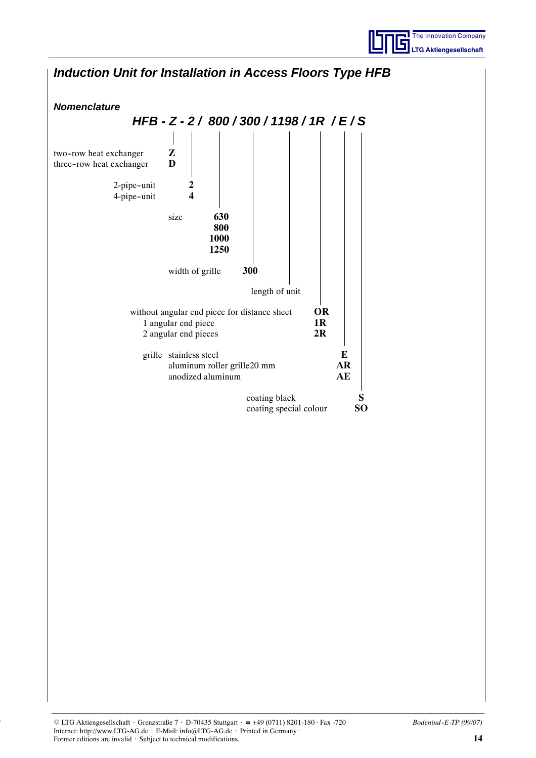# Induction Unit for Installation in Access Floors Type HFB

### Nomenclature

***HFB - Z - 2 / 800 / 300 / 1198 / 1R / E / S***

| Description | Code |
|---|---|
| two-row heat exchanger | **Z** |
| three-row heat exchanger | **D** |
| 2-pipe-unit | **2** |
| 4-pipe-unit | **4** |
| size | **630** |
| | **800** |
| | **1000** |
| | **1250** |
| width of grille | **300** |
| length of unit | |
| without angular end piece for distance sheet | **OR** |
| 1 angular end piece | **1R** |
| 2 angular end pieces | **2R** |
| grille stainless steel | **E** |
| aluminum roller grille20 mm | **AR** |
| anodized aluminum | **AE** |
| coating black | **S** |
| coating special colour | **SO** |

© LTG Aktiengesellschaft · Grenzstraße 7 · D-70435 Stuttgart · ☎ +49 (0711) 8201-180 · Fax -720
Internet: http://www.LTG-AG.de · E-Mail: info@LTG-AG.de · Printed in Germany ·
Former editions are invalid · Subject to technical modifications.

*Bodenind-E-TP (09/07)*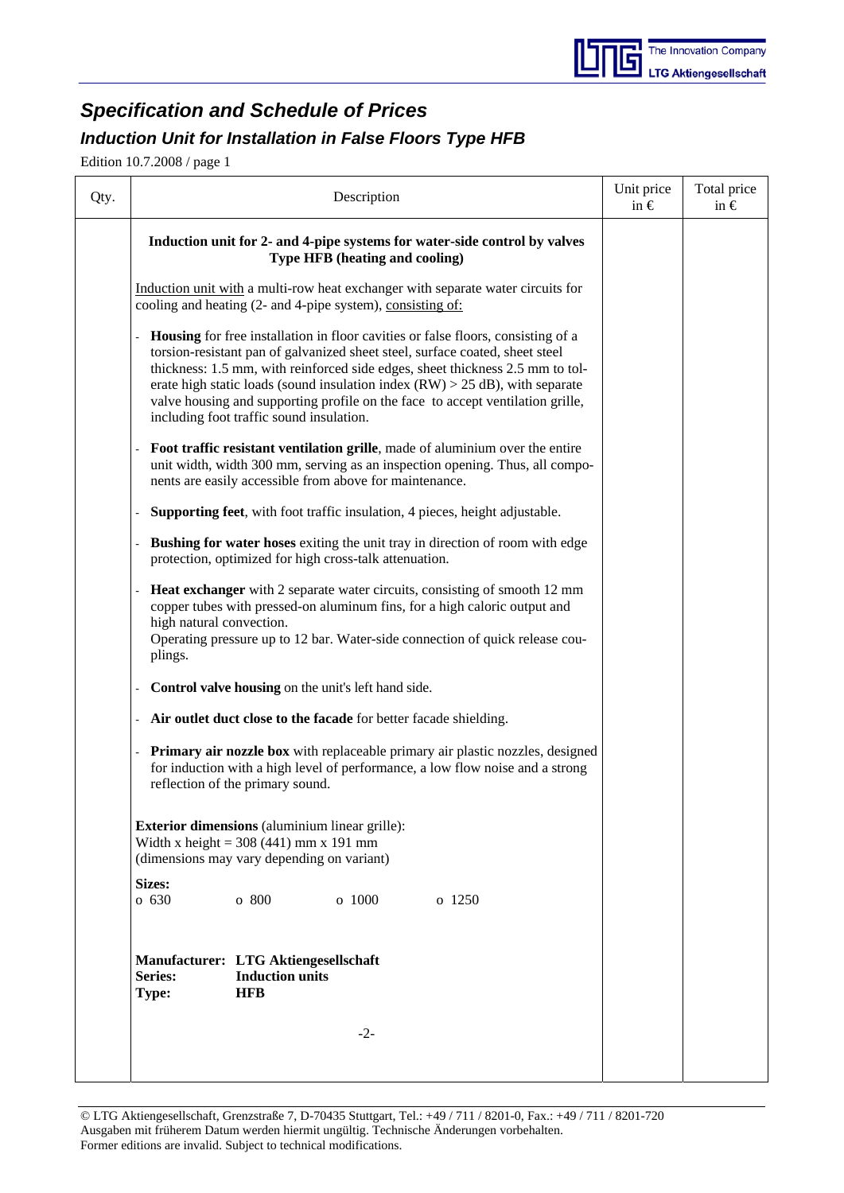# *Specification and Schedule of Prices*

## *Induction Unit for Installation in False Floors Type HFB*

Edition 10.7.2008 / page 1

| Qty. | Description | Unit price in € | Total price in € |
|---|---|---|---|
| | **Induction unit for 2- and 4-pipe systems for water-side control by valves Type HFB (heating and cooling)**<br><br>Induction unit with a multi-row heat exchanger with separate water circuits for cooling and heating (2- and 4-pipe system), consisting of:<br><br>- **Housing** for free installation in floor cavities or false floors, consisting of a torsion-resistant pan of galvanized sheet steel, surface coated, sheet steel thickness: 1.5 mm, with reinforced side edges, sheet thickness 2.5 mm to tolerate high static loads (sound insulation index (RW) > 25 dB), with separate valve housing and supporting profile on the face to accept ventilation grille, including foot traffic sound insulation.<br>- **Foot traffic resistant ventilation grille**, made of aluminium over the entire unit width, width 300 mm, serving as an inspection opening. Thus, all components are easily accessible from above for maintenance.<br>- **Supporting feet**, with foot traffic insulation, 4 pieces, height adjustable.<br>- **Bushing for water hoses** exiting the unit tray in direction of room with edge protection, optimized for high cross-talk attenuation.<br>- **Heat exchanger** with 2 separate water circuits, consisting of smooth 12 mm copper tubes with pressed-on aluminum fins, for a high caloric output and high natural convection. Operating pressure up to 12 bar. Water-side connection of quick release couplings.<br>- **Control valve housing** on the unit's left hand side.<br>- **Air outlet duct close to the facade** for better facade shielding.<br>- **Primary air nozzle box** with replaceable primary air plastic nozzles, designed for induction with a high level of performance, a low flow noise and a strong reflection of the primary sound.<br><br>**Exterior dimensions** (aluminium linear grille):<br>Width x height = 308 (441) mm x 191 mm<br>(dimensions may vary depending on variant)<br><br>**Sizes:**<br>o 630 o 800 o 1000 o 1250<br><br>**Manufacturer: LTG Aktiengesellschaft**<br>**Series: Induction units**<br>**Type: HFB**<br><br>-2- | | |

© LTG Aktiengesellschaft, Grenzstraße 7, D-70435 Stuttgart, Tel.: +49 / 711 / 8201-0, Fax.: +49 / 711 / 8201-720
Ausgaben mit früherem Datum werden hiermit ungültig. Technische Änderungen vorbehalten.
Former editions are invalid. Subject to technical modifications.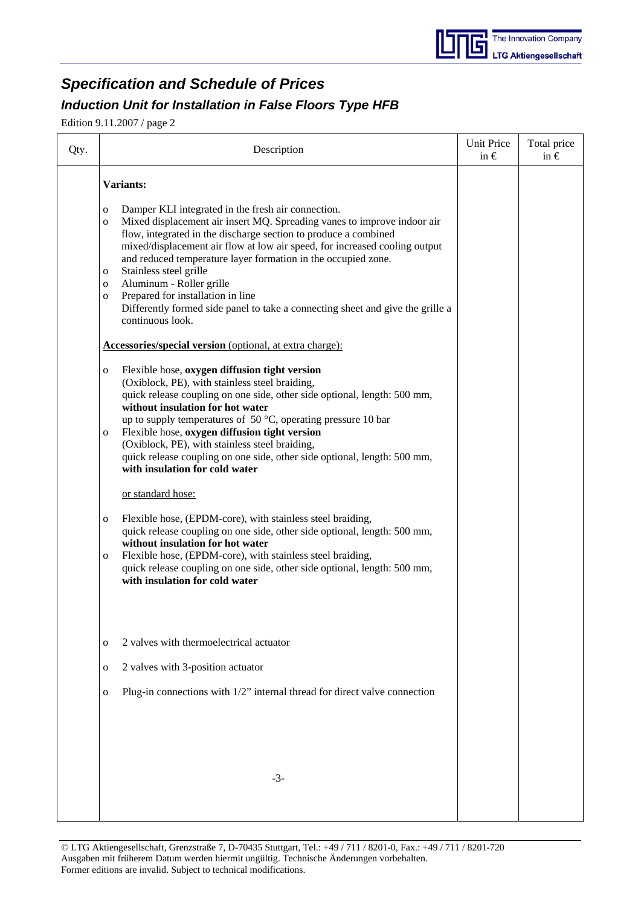# Specification and Schedule of Prices

## Induction Unit for Installation in False Floors Type HFB

Edition 9.11.2007 / page 2

| Qty. | Description | Unit Price in € | Total price in € |
|---|---|---|---|
| | **Variants:**<br><br>o Damper KLI integrated in the fresh air connection.<br>o Mixed displacement air insert MQ. Spreading vanes to improve indoor air flow, integrated in the discharge section to produce a combined mixed/displacement air flow at low air speed, for increased cooling output and reduced temperature layer formation in the occupied zone.<br>o Stainless steel grille<br>o Aluminum - Roller grille<br>o Prepared for installation in line<br>Differently formed side panel to take a connecting sheet and give the grille a continuous look.<br><br>**Accessories/special version** (optional, at extra charge):<br><br>o Flexible hose, **oxygen diffusion tight version** (Oxiblock, PE), with stainless steel braiding, quick release coupling on one side, other side optional, length: 500 mm, **without insulation for hot water** up to supply temperatures of 50 °C, operating pressure 10 bar<br>o Flexible hose, **oxygen diffusion tight version** (Oxiblock, PE), with stainless steel braiding, quick release coupling on one side, other side optional, length: 500 mm, **with insulation for cold water**<br><br>or standard hose:<br><br>o Flexible hose, (EPDM-core), with stainless steel braiding, quick release coupling on one side, other side optional, length: 500 mm, **without insulation for hot water**<br>o Flexible hose, (EPDM-core), with stainless steel braiding, quick release coupling on one side, other side optional, length: 500 mm, **with insulation for cold water**<br><br>o 2 valves with thermoelectrical actuator<br><br>o 2 valves with 3-position actuator<br><br>o Plug-in connections with 1/2" internal thread for direct valve connection<br><br>-3- | | |

© LTG Aktiengesellschaft, Grenzstraße 7, D-70435 Stuttgart, Tel.: +49 / 711 / 8201-0, Fax.: +49 / 711 / 8201-720
Ausgaben mit früherem Datum werden hiermit ungültig. Technische Änderungen vorbehalten.
Former editions are invalid. Subject to technical modifications.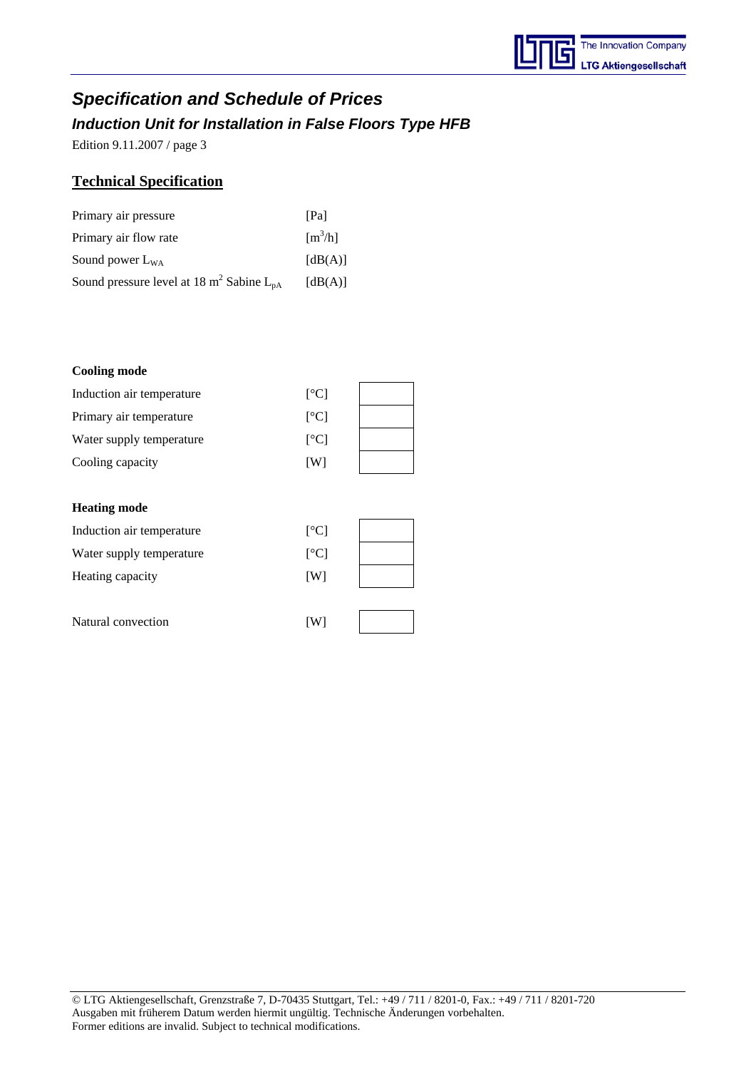# *Specification and Schedule of Prices*

## *Induction Unit for Installation in False Floors Type HFB*

Edition 9.11.2007 / page 3

## Technical Specification

| | |
|---|---|
| Primary air pressure | [Pa] |
| Primary air flow rate | [$m^3$/h] |
| Sound power $L_{WA}$ | [dB(A)] |
| Sound pressure level at 18 $m^2$ Sabine $L_{pA}$ | [dB(A)] |

**Cooling mode**

| | | |
|---|---|---|
| Induction air temperature | [°C] | |
| Primary air temperature | [°C] | |
| Water supply temperature | [°C] | |
| Cooling capacity | [W] | |

**Heating mode**

| | | |
|---|---|---|
| Induction air temperature | [°C] | |
| Water supply temperature | [°C] | |
| Heating capacity | [W] | |
| Natural convection | [W] | |

© LTG Aktiengesellschaft, Grenzstraße 7, D-70435 Stuttgart, Tel.: +49 / 711 / 8201-0, Fax.: +49 / 711 / 8201-720
Ausgaben mit früherem Datum werden hiermit ungültig. Technische Änderungen vorbehalten.
Former editions are invalid. Subject to technical modifications.